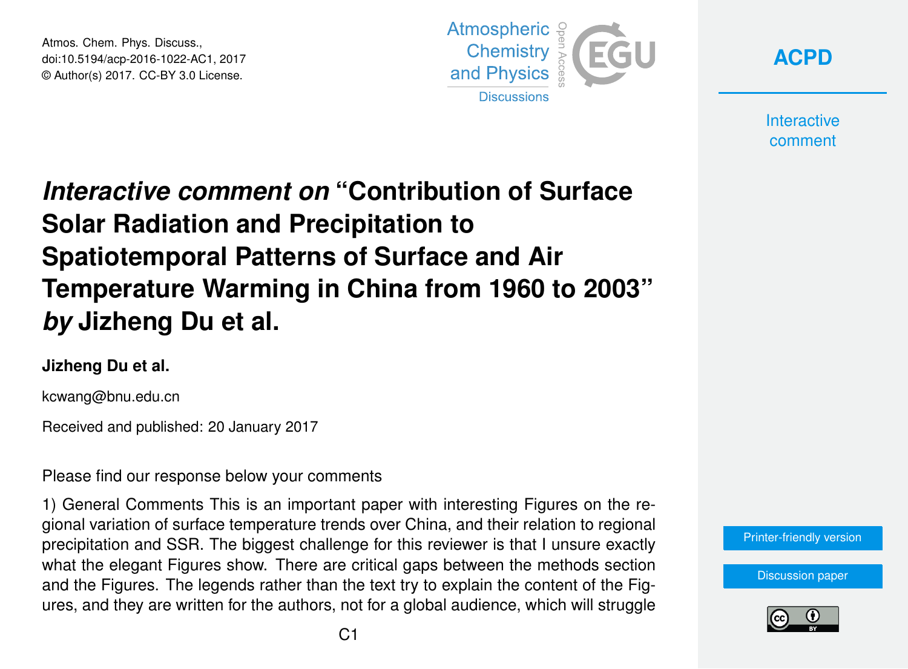# *Interactive comment on* "Contribution of Surface Solar Radiation and Precipitation to Spatiotemporal Patterns of Surface and Air Temperature Warming in China from 1960 to 2003" *by* Jizheng Du et al.

**Jizheng Du et al.**

kcwang@bnu.edu.cn

Received and published: 20 January 2017

Please find our response below your comments

1) General Comments This is an important paper with interesting Figures on the regional variation of surface temperature trends over China, and their relation to regional precipitation and SSR. The biggest challenge for this reviewer is that I unsure exactly what the elegant Figures show. There are critical gaps between the methods section and the Figures. The legends rather than the text try to explain the content of the Figures, and they are written for the authors, not for a global audience, which will struggle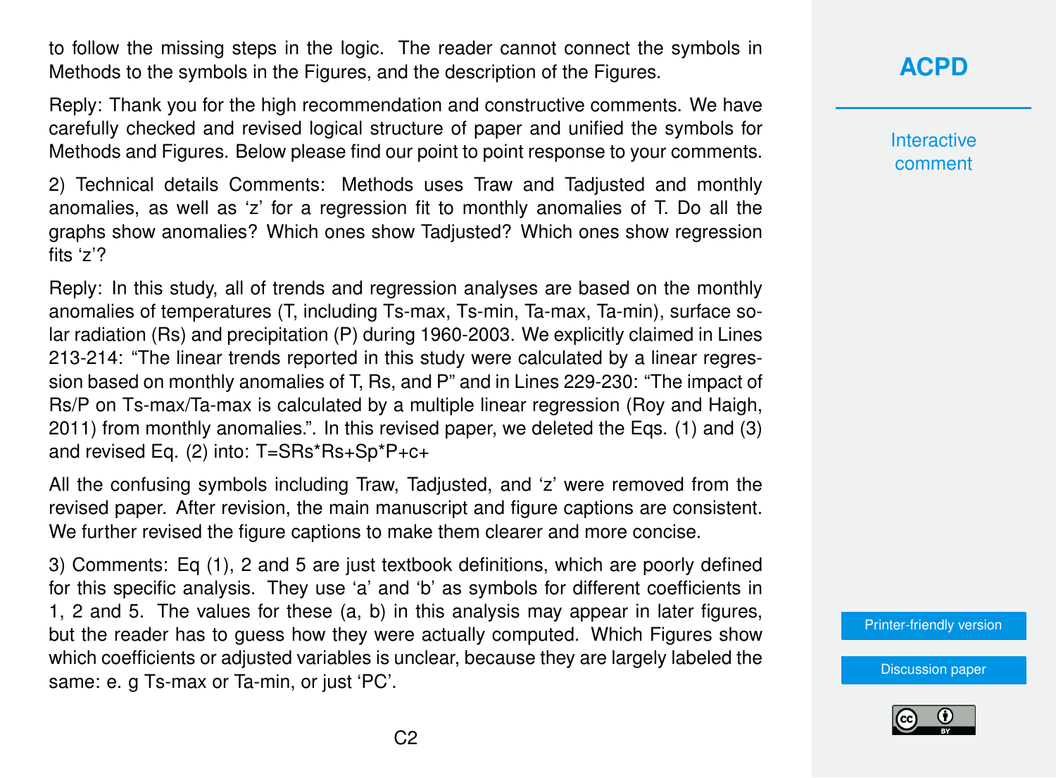to follow the missing steps in the logic. The reader cannot connect the symbols in Methods to the symbols in the Figures, and the description of the Figures.

Reply: Thank you for the high recommendation and constructive comments. We have carefully checked and revised logical structure of paper and unified the symbols for Methods and Figures. Below please find our point to point response to your comments.

2) Technical details Comments: Methods uses Traw and Tadjusted and monthly anomalies, as well as 'z' for a regression fit to monthly anomalies of T. Do all the graphs show anomalies? Which ones show Tadjusted? Which ones show regression fits 'z'?

Reply: In this study, all of trends and regression analyses are based on the monthly anomalies of temperatures (T, including Ts-max, Ts-min, Ta-max, Ta-min), surface solar radiation (Rs) and precipitation (P) during 1960-2003. We explicitly claimed in Lines 213-214: "The linear trends reported in this study were calculated by a linear regression based on monthly anomalies of T, Rs, and P" and in Lines 229-230: "The impact of Rs/P on Ts-max/Ta-max is calculated by a multiple linear regression (Roy and Haigh, 2011) from monthly anomalies.". In this revised paper, we deleted the Eqs. (1) and (3) and revised Eq. (2) into: T=SRs*Rs+Sp*P+c+

All the confusing symbols including Traw, Tadjusted, and 'z' were removed from the revised paper. After revision, the main manuscript and figure captions are consistent. We further revised the figure captions to make them clearer and more concise.

3) Comments: Eq (1), 2 and 5 are just textbook definitions, which are poorly defined for this specific analysis. They use 'a' and 'b' as symbols for different coefficients in 1, 2 and 5. The values for these (a, b) in this analysis may appear in later figures, but the reader has to guess how they were actually computed. Which Figures show which coefficients or adjusted variables is unclear, because they are largely labeled the same: e. g Ts-max or Ta-min, or just 'PC'.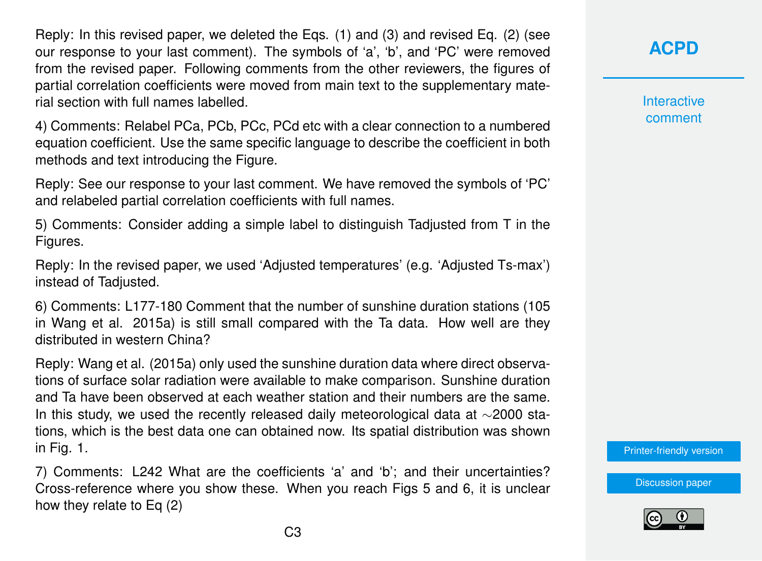Reply: In this revised paper, we deleted the Eqs. (1) and (3) and revised Eq. (2) (see our response to your last comment). The symbols of 'a', 'b', and 'PC' were removed from the revised paper. Following comments from the other reviewers, the figures of partial correlation coefficients were moved from main text to the supplementary material section with full names labelled.

4) Comments: Relabel PCa, PCb, PCc, PCd etc with a clear connection to a numbered equation coefficient. Use the same specific language to describe the coefficient in both methods and text introducing the Figure.

Reply: See our response to your last comment. We have removed the symbols of 'PC' and relabeled partial correlation coefficients with full names.

5) Comments: Consider adding a simple label to distinguish Tadjusted from T in the Figures.

Reply: In the revised paper, we used 'Adjusted temperatures' (e.g. 'Adjusted Ts-max') instead of Tadjusted.

6) Comments: L177-180 Comment that the number of sunshine duration stations (105 in Wang et al. 2015a) is still small compared with the Ta data. How well are they distributed in western China?

Reply: Wang et al. (2015a) only used the sunshine duration data where direct observations of surface solar radiation were available to make comparison. Sunshine duration and Ta have been observed at each weather station and their numbers are the same. In this study, we used the recently released daily meteorological data at ∼2000 stations, which is the best data one can obtained now. Its spatial distribution was shown in Fig. 1.

7) Comments: L242 What are the coefficients 'a' and 'b'; and their uncertainties? Cross-reference where you show these. When you reach Figs 5 and 6, it is unclear how they relate to Eq (2)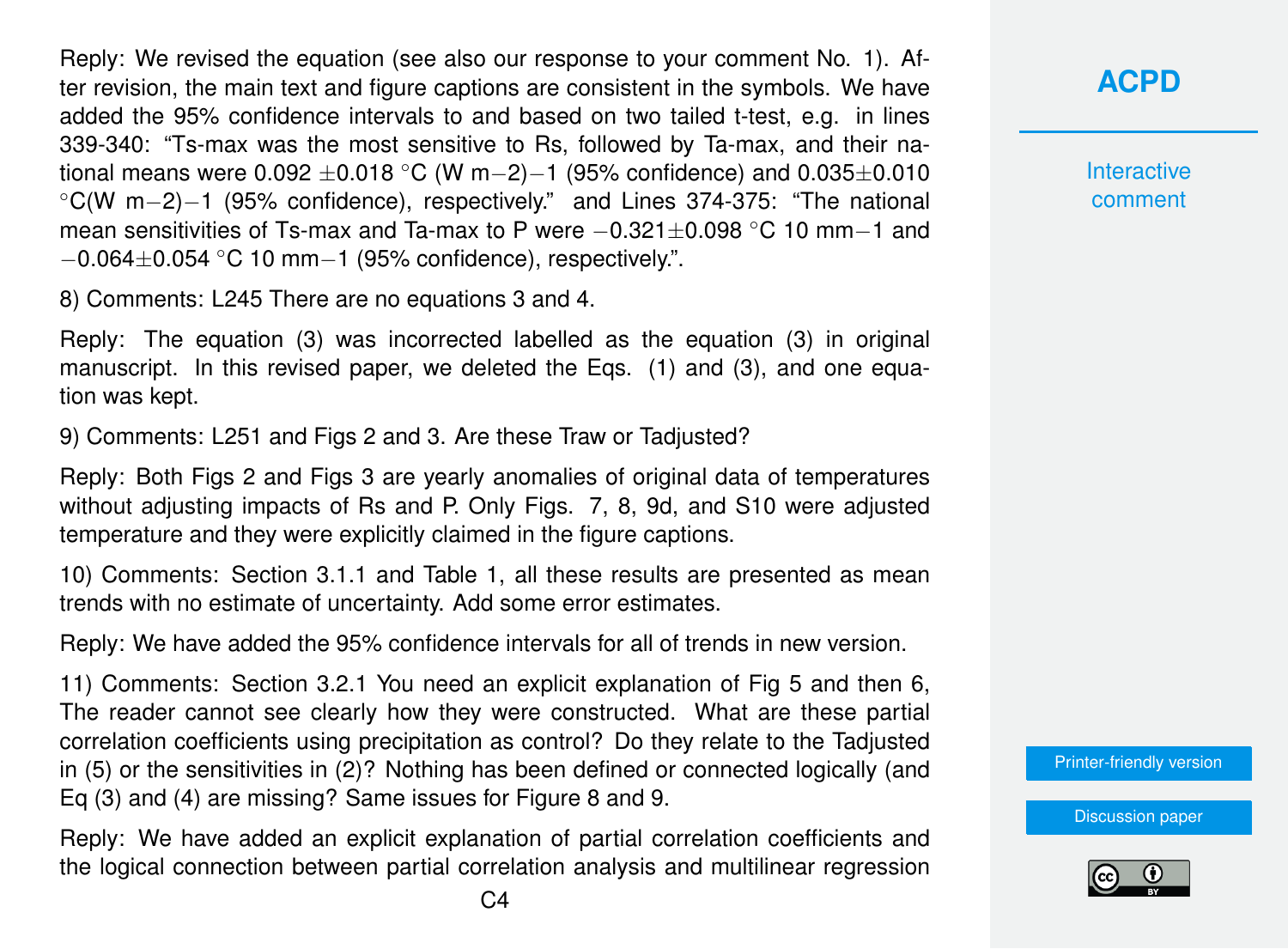Reply: We revised the equation (see also our response to your comment No. 1). After revision, the main text and figure captions are consistent in the symbols. We have added the 95% confidence intervals to and based on two tailed t-test, e.g. in lines 339-340: "Ts-max was the most sensitive to Rs, followed by Ta-max, and their national means were 0.092 $\pm$0.018 °C (W m−2)−1 (95% confidence) and 0.035$\pm$0.010 °C(W m−2)−1 (95% confidence), respectively." and Lines 374-375: "The national mean sensitivities of Ts-max and Ta-max to P were −0.321$\pm$0.098 °C 10 mm−1 and −0.064$\pm$0.054 °C 10 mm−1 (95% confidence), respectively.".

8) Comments: L245 There are no equations 3 and 4.

Reply: The equation (3) was incorrected labelled as the equation (3) in original manuscript. In this revised paper, we deleted the Eqs. (1) and (3), and one equation was kept.

9) Comments: L251 and Figs 2 and 3. Are these Traw or Tadjusted?

Reply: Both Figs 2 and Figs 3 are yearly anomalies of original data of temperatures without adjusting impacts of Rs and P. Only Figs. 7, 8, 9d, and S10 were adjusted temperature and they were explicitly claimed in the figure captions.

10) Comments: Section 3.1.1 and Table 1, all these results are presented as mean trends with no estimate of uncertainty. Add some error estimates.

Reply: We have added the 95% confidence intervals for all of trends in new version.

11) Comments: Section 3.2.1 You need an explicit explanation of Fig 5 and then 6, The reader cannot see clearly how they were constructed. What are these partial correlation coefficients using precipitation as control? Do they relate to the Tadjusted in (5) or the sensitivities in (2)? Nothing has been defined or connected logically (and Eq (3) and (4) are missing? Same issues for Figure 8 and 9.

Reply: We have added an explicit explanation of partial correlation coefficients and the logical connection between partial correlation analysis and multilinear regression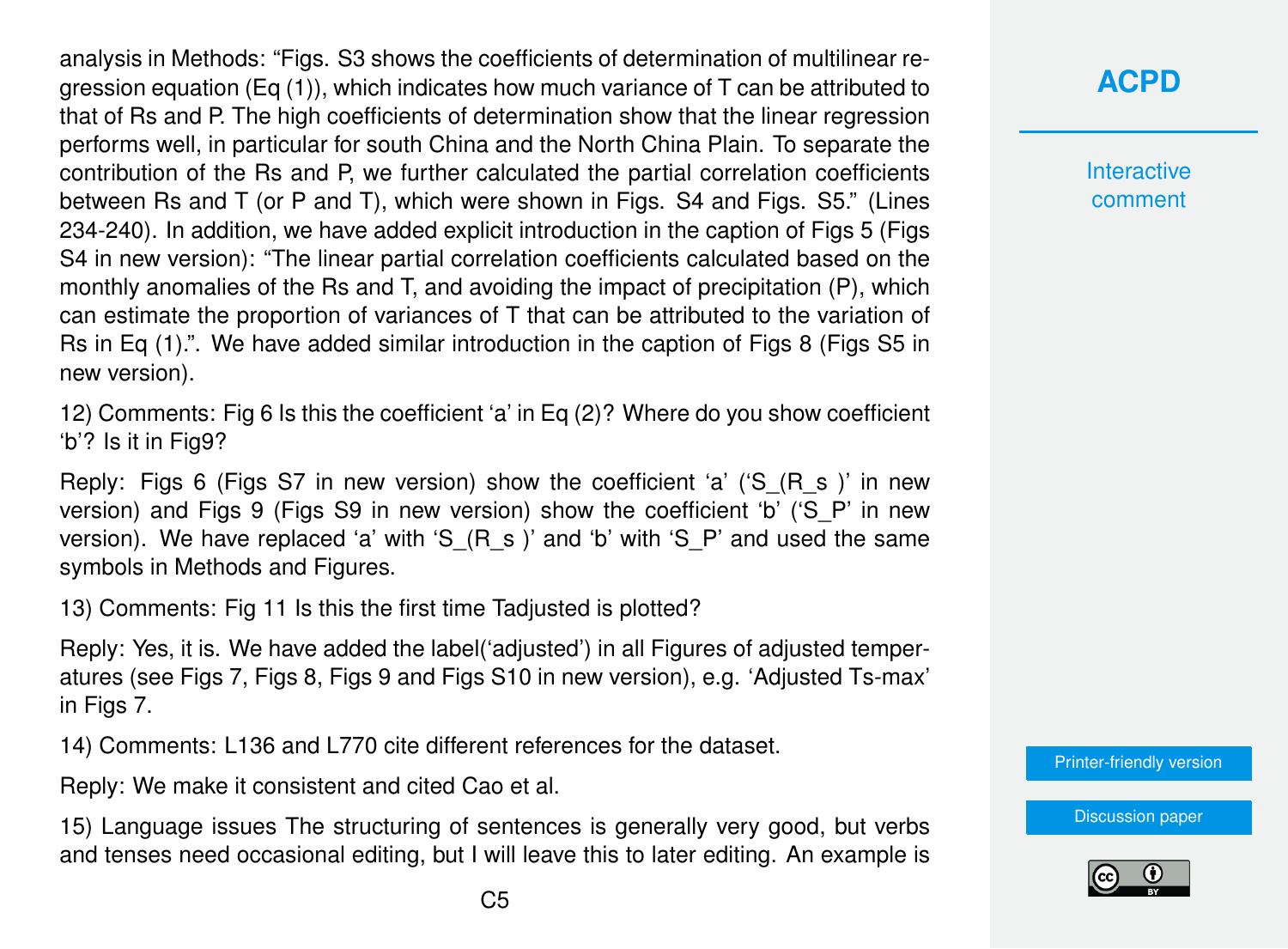analysis in Methods: "Figs. S3 shows the coefficients of determination of multilinear regression equation (Eq (1)), which indicates how much variance of T can be attributed to that of Rs and P. The high coefficients of determination show that the linear regression performs well, in particular for south China and the North China Plain. To separate the contribution of the Rs and P, we further calculated the partial correlation coefficients between Rs and T (or P and T), which were shown in Figs. S4 and Figs. S5." (Lines 234-240). In addition, we have added explicit introduction in the caption of Figs 5 (Figs S4 in new version): "The linear partial correlation coefficients calculated based on the monthly anomalies of the Rs and T, and avoiding the impact of precipitation (P), which can estimate the proportion of variances of T that can be attributed to the variation of Rs in Eq (1).". We have added similar introduction in the caption of Figs 8 (Figs S5 in new version).

12) Comments: Fig 6 Is this the coefficient 'a' in Eq (2)? Where do you show coefficient 'b'? Is it in Fig9?

Reply: Figs 6 (Figs S7 in new version) show the coefficient 'a' ('S_(R_s )' in new version) and Figs 9 (Figs S9 in new version) show the coefficient 'b' ('S_P' in new version). We have replaced 'a' with 'S_(R_s )' and 'b' with 'S_P' and used the same symbols in Methods and Figures.

13) Comments: Fig 11 Is this the first time Tadjusted is plotted?

Reply: Yes, it is. We have added the label('adjusted') in all Figures of adjusted temperatures (see Figs 7, Figs 8, Figs 9 and Figs S10 in new version), e.g. 'Adjusted Ts-max' in Figs 7.

14) Comments: L136 and L770 cite different references for the dataset.

Reply: We make it consistent and cited Cao et al.

15) Language issues The structuring of sentences is generally very good, but verbs and tenses need occasional editing, but I will leave this to later editing. An example is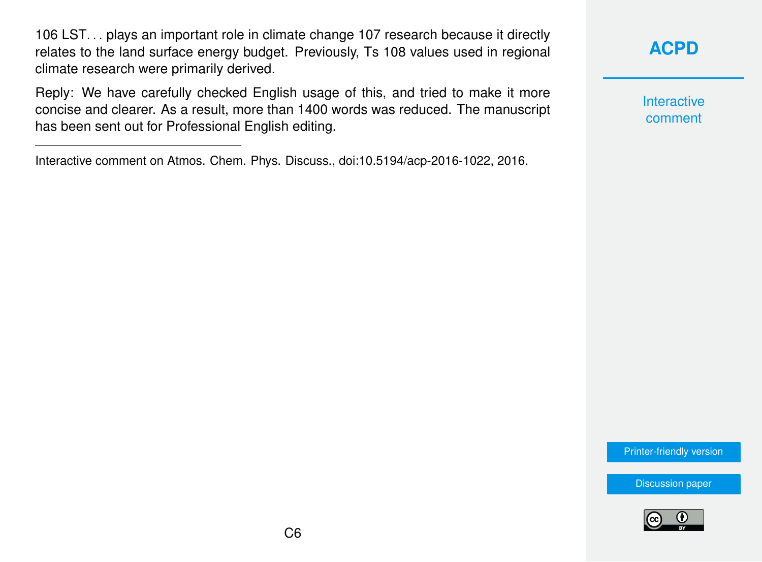106 LST... plays an important role in climate change 107 research because it directly relates to the land surface energy budget. Previously, Ts 108 values used in regional climate research were primarily derived.

Reply: We have carefully checked English usage of this, and tried to make it more concise and clearer. As a result, more than 1400 words was reduced. The manuscript has been sent out for Professional English editing.

---

Interactive comment on Atmos. Chem. Phys. Discuss., doi:10.5194/acp-2016-1022, 2016.